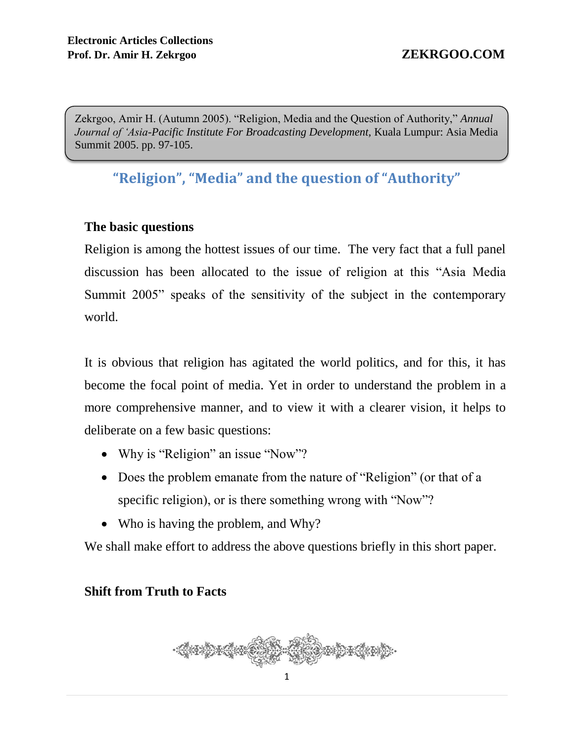Zekrgoo, Amir H. (Autumn 2005). "Religion, Media and the Question of Authority," *Annual Journal of 'Asia-Pacific Institute For Broadcasting Development,* Kuala Lumpur: Asia Media Summit 2005. pp. 97-105.

# "Religion", "Media" and the question of "Authority"

## The basic questions

Religion is among the hottest issues of our time. The very fact that a full panel discussion has been allocated to the issue of religion at this "Asia Media Summit 2005" speaks of the sensitivity of the subject in the contemporary world.

It is obvious that religion has agitated the world politics, and for this, it has become the focal point of media. Yet in order to understand the problem in a more comprehensive manner, and to view it with a clearer vision, it helps to deliberate on a few basic questions:

- Why is "Religion" an issue "Now"?
- Does the problem emanate from the nature of "Religion" (or that of a specific religion), or is there something wrong with "Now"?
- Who is having the problem, and Why?

We shall make effort to address the above questions briefly in this short paper.

## Shift from Truth to Facts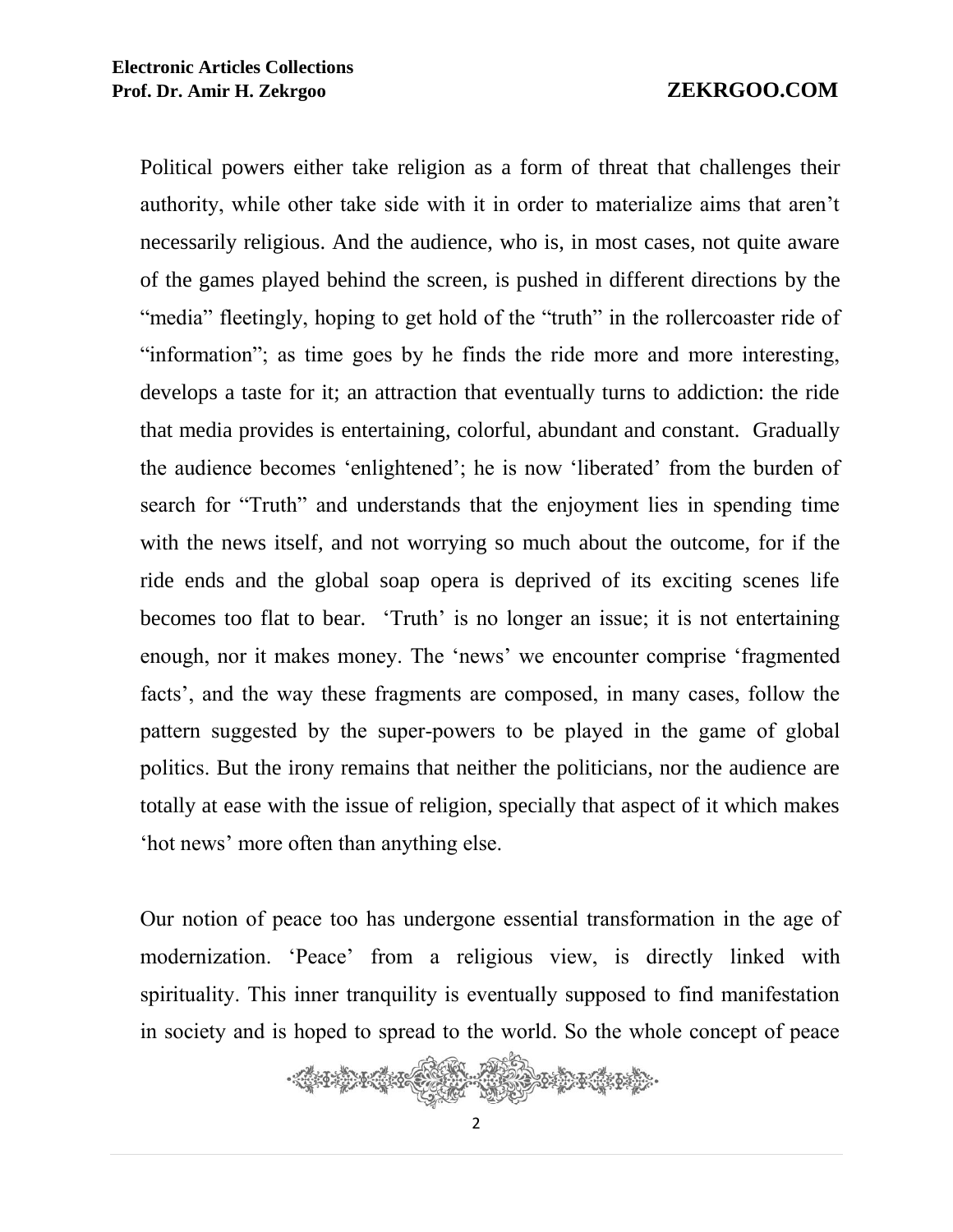Political powers either take religion as a form of threat that challenges their authority, while other take side with it in order to materialize aims that aren't necessarily religious. And the audience, who is, in most cases, not quite aware of the games played behind the screen, is pushed in different directions by the "media" fleetingly, hoping to get hold of the "truth" in the rollercoaster ride of "information"; as time goes by he finds the ride more and more interesting, develops a taste for it; an attraction that eventually turns to addiction: the ride that media provides is entertaining, colorful, abundant and constant. Gradually the audience becomes 'enlightened'; he is now 'liberated' from the burden of search for "Truth" and understands that the enjoyment lies in spending time with the news itself, and not worrying so much about the outcome, for if the ride ends and the global soap opera is deprived of its exciting scenes life becomes too flat to bear. 'Truth' is no longer an issue; it is not entertaining enough, nor it makes money. The 'news' we encounter comprise 'fragmented facts', and the way these fragments are composed, in many cases, follow the pattern suggested by the super-powers to be played in the game of global politics. But the irony remains that neither the politicians, nor the audience are totally at ease with the issue of religion, specially that aspect of it which makes 'hot news' more often than anything else.

Our notion of peace too has undergone essential transformation in the age of modernization. 'Peace' from a religious view, is directly linked with spirituality. This inner tranquility is eventually supposed to find manifestation in society and is hoped to spread to the world. So the whole concept of peace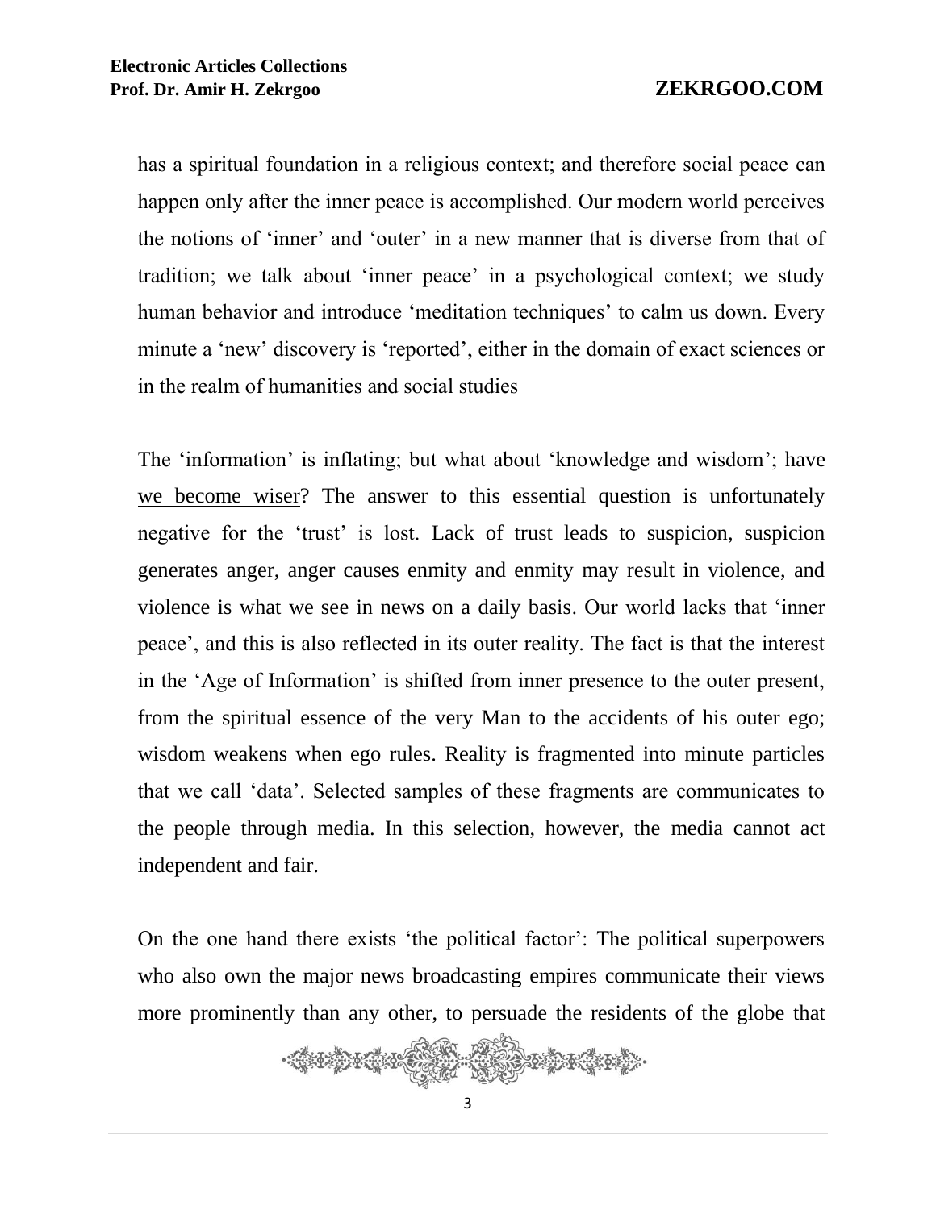has a spiritual foundation in a religious context; and therefore social peace can happen only after the inner peace is accomplished. Our modern world perceives the notions of ‘inner’ and ‘outer’ in a new manner that is diverse from that of tradition; we talk about ‘inner peace’ in a psychological context; we study human behavior and introduce ‘meditation techniques’ to calm us down. Every minute a ‘new’ discovery is ‘reported’, either in the domain of exact sciences or in the realm of humanities and social studies

The ‘information’ is inflating; but what about ‘knowledge and wisdom’; <u>have we become wiser</u>? The answer to this essential question is unfortunately negative for the ‘trust’ is lost. Lack of trust leads to suspicion, suspicion generates anger, anger causes enmity and enmity may result in violence, and violence is what we see in news on a daily basis. Our world lacks that ‘inner peace’, and this is also reflected in its outer reality. The fact is that the interest in the ‘Age of Information’ is shifted from inner presence to the outer present, from the spiritual essence of the very Man to the accidents of his outer ego; wisdom weakens when ego rules. Reality is fragmented into minute particles that we call ‘data’. Selected samples of these fragments are communicates to the people through media. In this selection, however, the media cannot act independent and fair.

On the one hand there exists ‘the political factor’: The political superpowers who also own the major news broadcasting empires communicate their views more prominently than any other, to persuade the residents of the globe that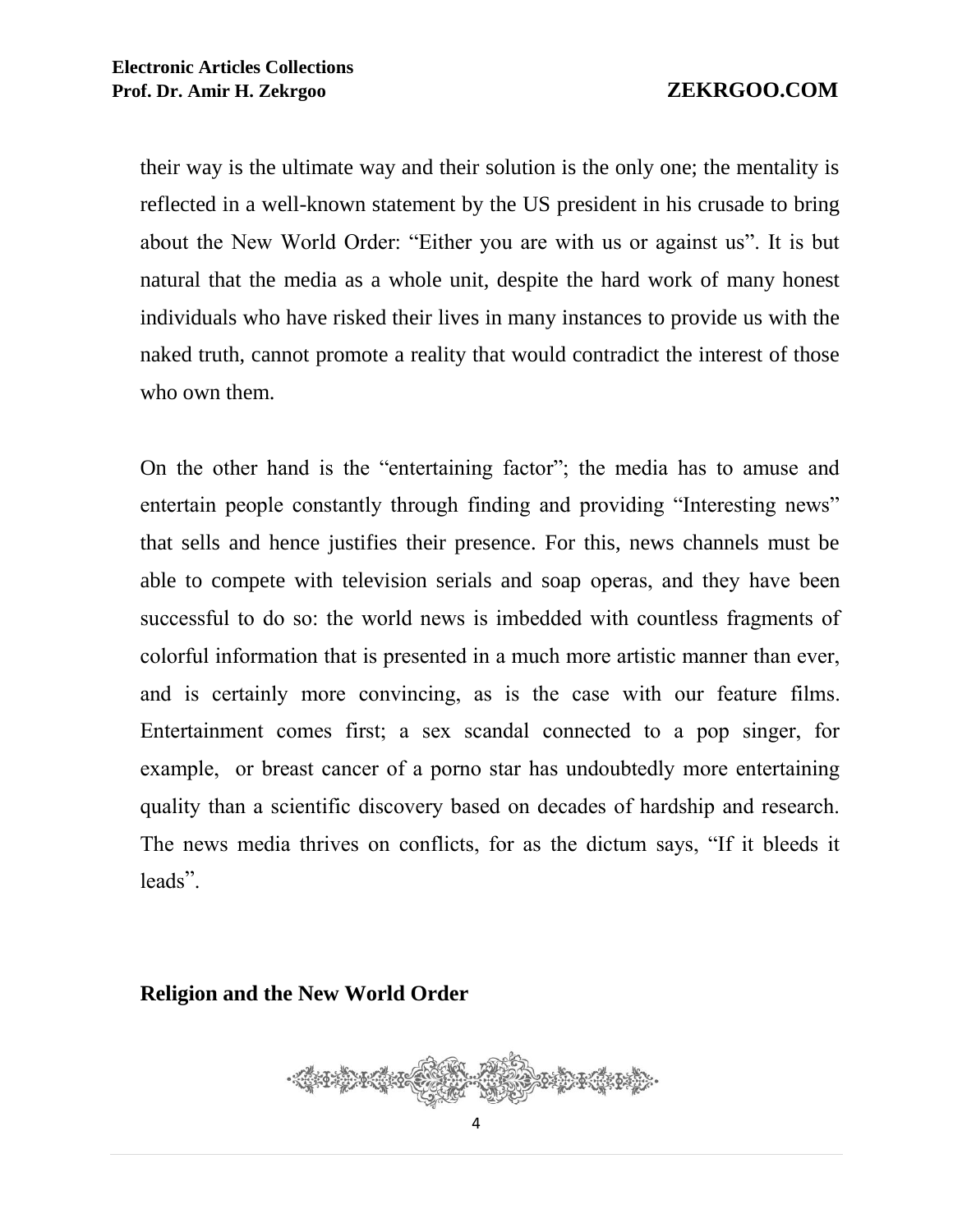their way is the ultimate way and their solution is the only one; the mentality is reflected in a well-known statement by the US president in his crusade to bring about the New World Order: "Either you are with us or against us". It is but natural that the media as a whole unit, despite the hard work of many honest individuals who have risked their lives in many instances to provide us with the naked truth, cannot promote a reality that would contradict the interest of those who own them.

On the other hand is the "entertaining factor"; the media has to amuse and entertain people constantly through finding and providing "Interesting news" that sells and hence justifies their presence. For this, news channels must be able to compete with television serials and soap operas, and they have been successful to do so: the world news is imbedded with countless fragments of colorful information that is presented in a much more artistic manner than ever, and is certainly more convincing, as is the case with our feature films. Entertainment comes first; a sex scandal connected to a pop singer, for example, or breast cancer of a porno star has undoubtedly more entertaining quality than a scientific discovery based on decades of hardship and research. The news media thrives on conflicts, for as the dictum says, "If it bleeds it leads".

## Religion and the New World Order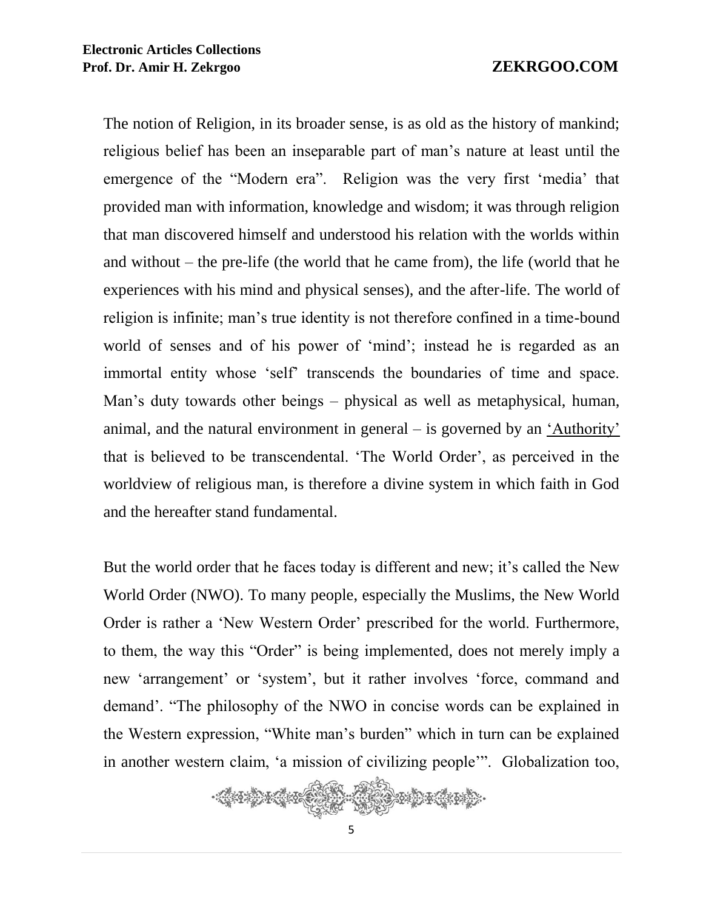The notion of Religion, in its broader sense, is as old as the history of mankind; religious belief has been an inseparable part of man's nature at least until the emergence of the "Modern era". Religion was the very first 'media' that provided man with information, knowledge and wisdom; it was through religion that man discovered himself and understood his relation with the worlds within and without – the pre-life (the world that he came from), the life (world that he experiences with his mind and physical senses), and the after-life. The world of religion is infinite; man's true identity is not therefore confined in a time-bound world of senses and of his power of 'mind'; instead he is regarded as an immortal entity whose 'self' transcends the boundaries of time and space. Man's duty towards other beings – physical as well as metaphysical, human, animal, and the natural environment in general – is governed by an 'Authority' that is believed to be transcendental. 'The World Order', as perceived in the worldview of religious man, is therefore a divine system in which faith in God and the hereafter stand fundamental.

But the world order that he faces today is different and new; it's called the New World Order (NWO). To many people, especially the Muslims, the New World Order is rather a 'New Western Order' prescribed for the world. Furthermore, to them, the way this "Order" is being implemented, does not merely imply a new 'arrangement' or 'system', but it rather involves 'force, command and demand'. "The philosophy of the NWO in concise words can be explained in the Western expression, "White man's burden" which in turn can be explained in another western claim, 'a mission of civilizing people'". Globalization too,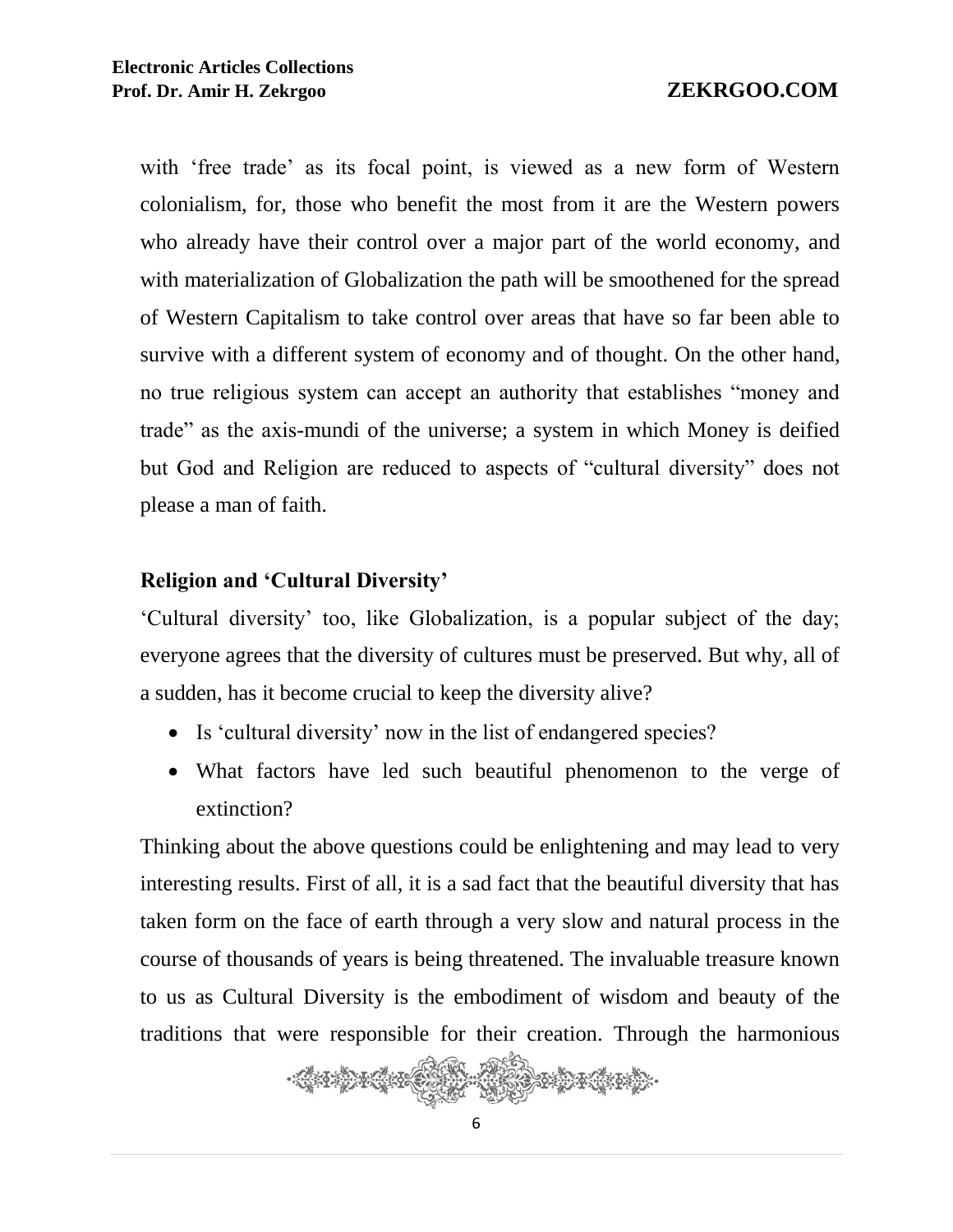with 'free trade' as its focal point, is viewed as a new form of Western colonialism, for, those who benefit the most from it are the Western powers who already have their control over a major part of the world economy, and with materialization of Globalization the path will be smoothened for the spread of Western Capitalism to take control over areas that have so far been able to survive with a different system of economy and of thought. On the other hand, no true religious system can accept an authority that establishes "money and trade" as the axis-mundi of the universe; a system in which Money is deified but God and Religion are reduced to aspects of "cultural diversity" does not please a man of faith.

### Religion and 'Cultural Diversity'

'Cultural diversity' too, like Globalization, is a popular subject of the day; everyone agrees that the diversity of cultures must be preserved. But why, all of a sudden, has it become crucial to keep the diversity alive?

- Is 'cultural diversity' now in the list of endangered species?
- What factors have led such beautiful phenomenon to the verge of extinction?

Thinking about the above questions could be enlightening and may lead to very interesting results. First of all, it is a sad fact that the beautiful diversity that has taken form on the face of earth through a very slow and natural process in the course of thousands of years is being threatened. The invaluable treasure known to us as Cultural Diversity is the embodiment of wisdom and beauty of the traditions that were responsible for their creation. Through the harmonious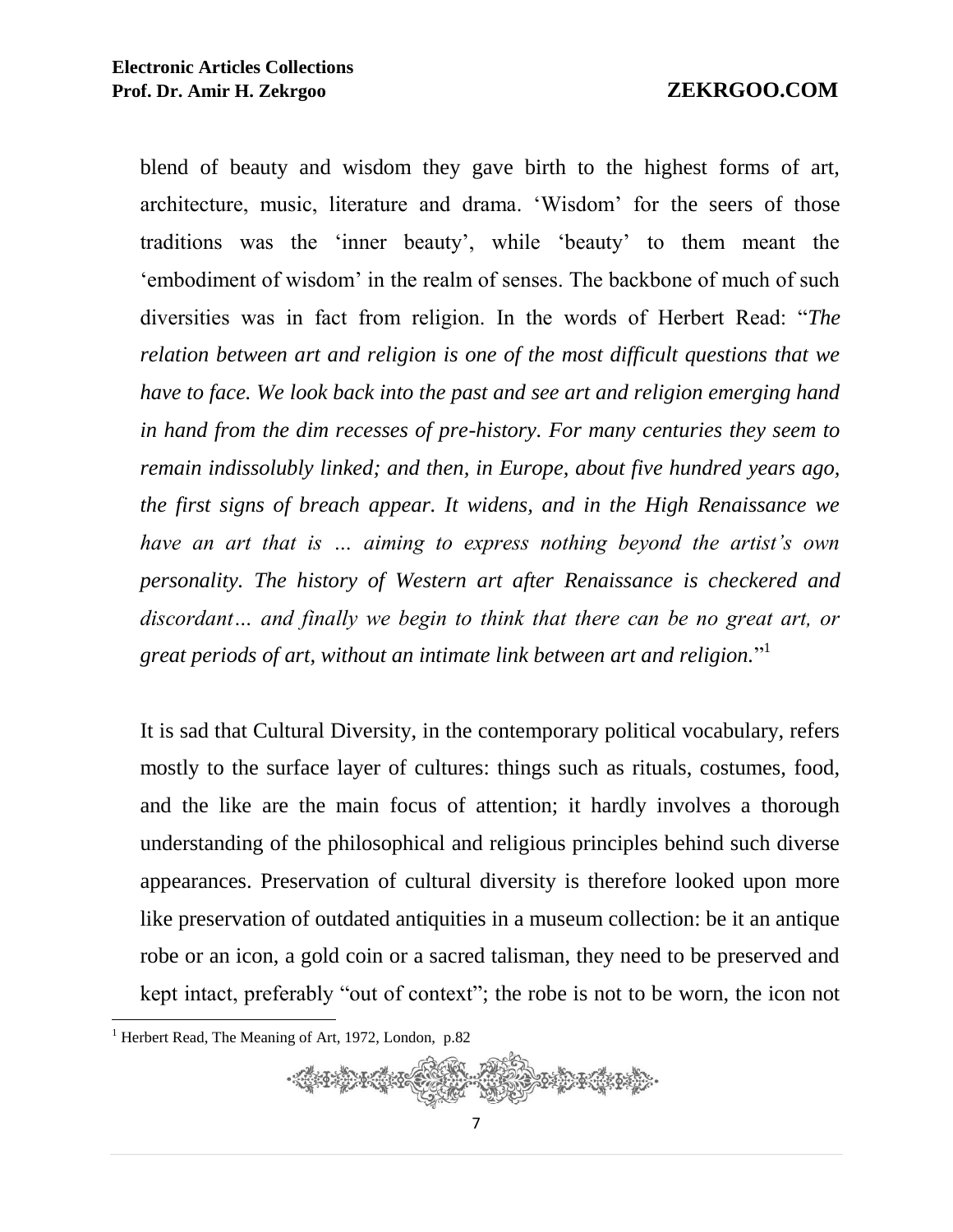blend of beauty and wisdom they gave birth to the highest forms of art, architecture, music, literature and drama. 'Wisdom' for the seers of those traditions was the 'inner beauty', while 'beauty' to them meant the 'embodiment of wisdom' in the realm of senses. The backbone of much of such diversities was in fact from religion. In the words of Herbert Read: "*The relation between art and religion is one of the most difficult questions that we have to face. We look back into the past and see art and religion emerging hand in hand from the dim recesses of pre-history. For many centuries they seem to remain indissolubly linked; and then, in Europe, about five hundred years ago, the first signs of breach appear. It widens, and in the High Renaissance we have an art that is … aiming to express nothing beyond the artist's own personality. The history of Western art after Renaissance is checkered and discordant… and finally we begin to think that there can be no great art, or great periods of art, without an intimate link between art and religion.*"[1]

It is sad that Cultural Diversity, in the contemporary political vocabulary, refers mostly to the surface layer of cultures: things such as rituals, costumes, food, and the like are the main focus of attention; it hardly involves a thorough understanding of the philosophical and religious principles behind such diverse appearances. Preservation of cultural diversity is therefore looked upon more like preservation of outdated antiquities in a museum collection: be it an antique robe or an icon, a gold coin or a sacred talisman, they need to be preserved and kept intact, preferably "out of context"; the robe is not to be worn, the icon not

[1] Herbert Read, The Meaning of Art, 1972, London, p.82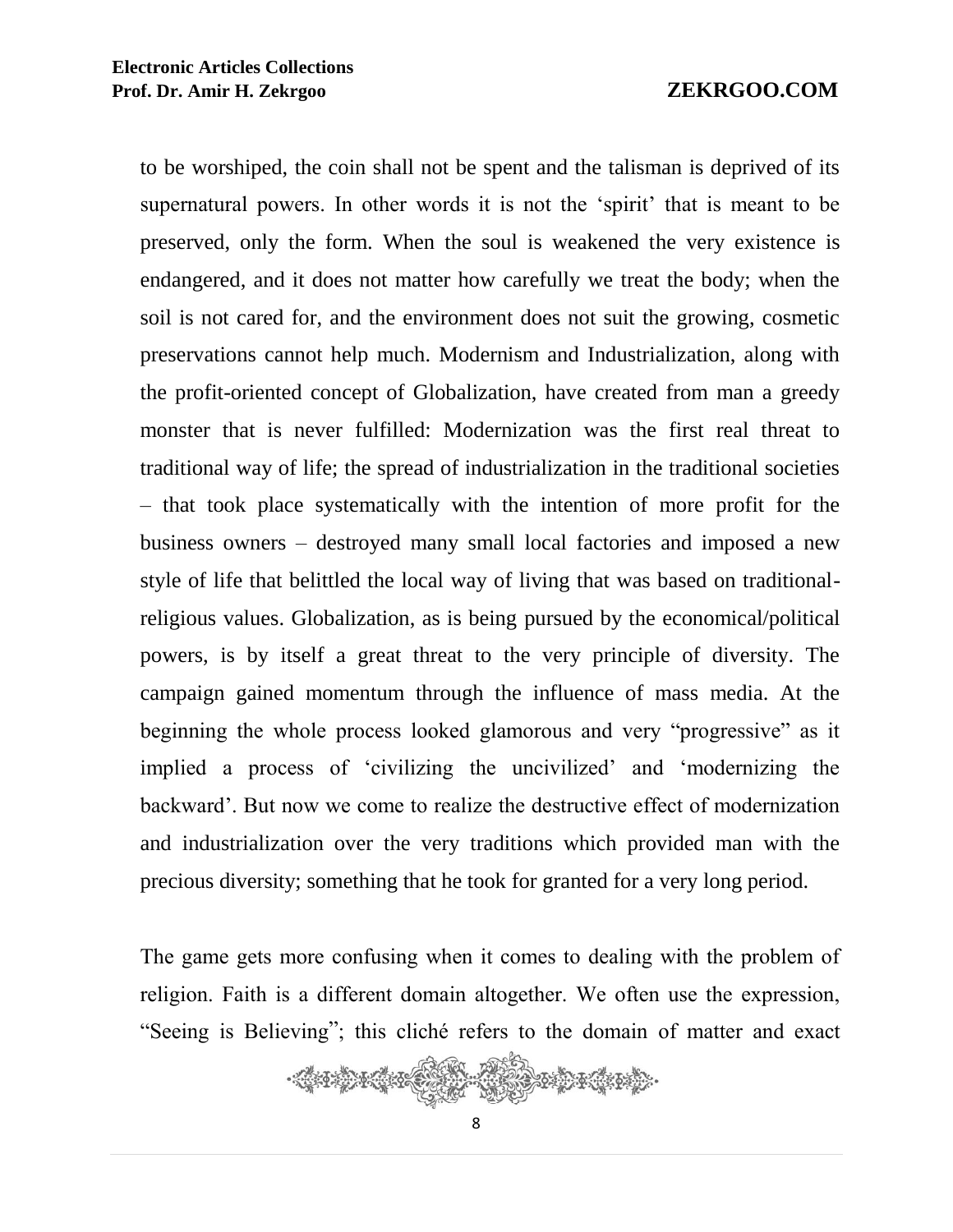to be worshiped, the coin shall not be spent and the talisman is deprived of its supernatural powers. In other words it is not the 'spirit' that is meant to be preserved, only the form. When the soul is weakened the very existence is endangered, and it does not matter how carefully we treat the body; when the soil is not cared for, and the environment does not suit the growing, cosmetic preservations cannot help much. Modernism and Industrialization, along with the profit-oriented concept of Globalization, have created from man a greedy monster that is never fulfilled: Modernization was the first real threat to traditional way of life; the spread of industrialization in the traditional societies – that took place systematically with the intention of more profit for the business owners – destroyed many small local factories and imposed a new style of life that belittled the local way of living that was based on traditional-religious values. Globalization, as is being pursued by the economical/political powers, is by itself a great threat to the very principle of diversity. The campaign gained momentum through the influence of mass media. At the beginning the whole process looked glamorous and very "progressive" as it implied a process of 'civilizing the uncivilized' and 'modernizing the backward'. But now we come to realize the destructive effect of modernization and industrialization over the very traditions which provided man with the precious diversity; something that he took for granted for a very long period.

The game gets more confusing when it comes to dealing with the problem of religion. Faith is a different domain altogether. We often use the expression, "Seeing is Believing"; this cliché refers to the domain of matter and exact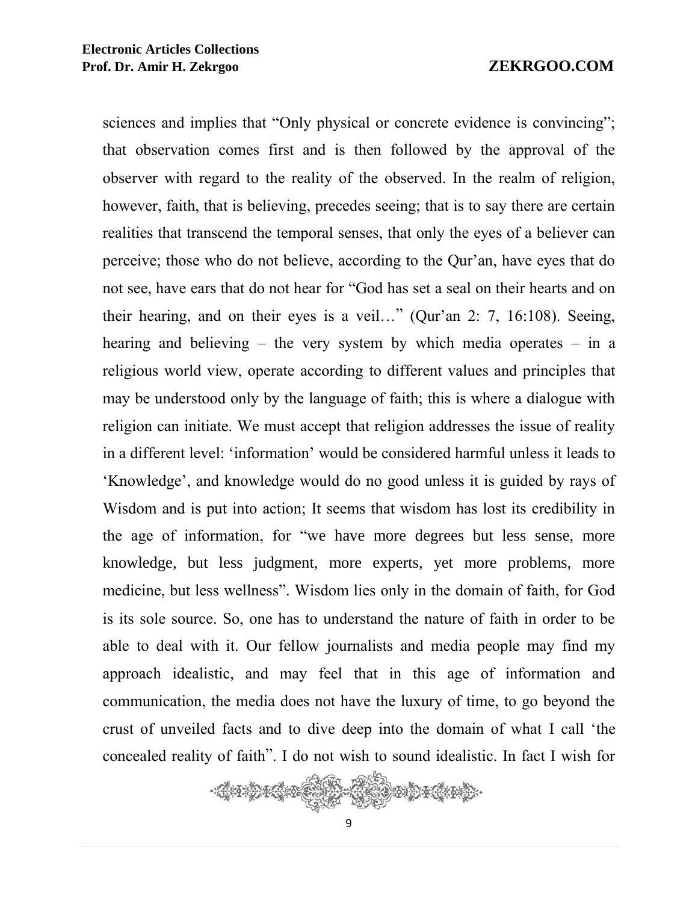sciences and implies that “Only physical or concrete evidence is convincing”; that observation comes first and is then followed by the approval of the observer with regard to the reality of the observed. In the realm of religion, however, faith, that is believing, precedes seeing; that is to say there are certain realities that transcend the temporal senses, that only the eyes of a believer can perceive; those who do not believe, according to the Qur’an, have eyes that do not see, have ears that do not hear for “God has set a seal on their hearts and on their hearing, and on their eyes is a veil…” (Qur’an 2: 7, 16:108). Seeing, hearing and believing – the very system by which media operates – in a religious world view, operate according to different values and principles that may be understood only by the language of faith; this is where a dialogue with religion can initiate. We must accept that religion addresses the issue of reality in a different level: ‘information’ would be considered harmful unless it leads to ‘Knowledge’, and knowledge would do no good unless it is guided by rays of Wisdom and is put into action; It seems that wisdom has lost its credibility in the age of information, for “we have more degrees but less sense, more knowledge, but less judgment, more experts, yet more problems, more medicine, but less wellness”. Wisdom lies only in the domain of faith, for God is its sole source. So, one has to understand the nature of faith in order to be able to deal with it. Our fellow journalists and media people may find my approach idealistic, and may feel that in this age of information and communication, the media does not have the luxury of time, to go beyond the crust of unveiled facts and to dive deep into the domain of what I call ‘the concealed reality of faith”. I do not wish to sound idealistic. In fact I wish for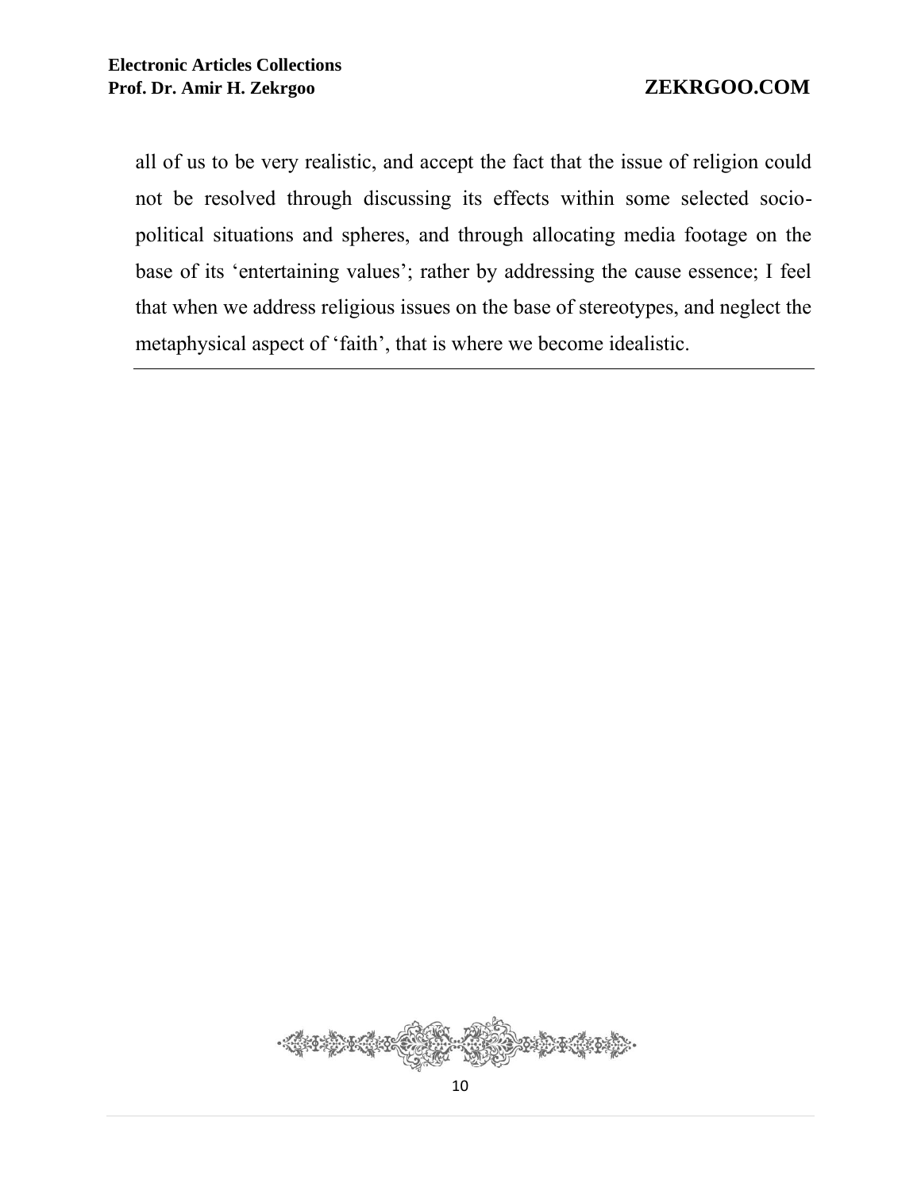all of us to be very realistic, and accept the fact that the issue of religion could not be resolved through discussing its effects within some selected socio-political situations and spheres, and through allocating media footage on the base of its 'entertaining values'; rather by addressing the cause essence; I feel that when we address religious issues on the base of stereotypes, and neglect the metaphysical aspect of 'faith', that is where we become idealistic.

---